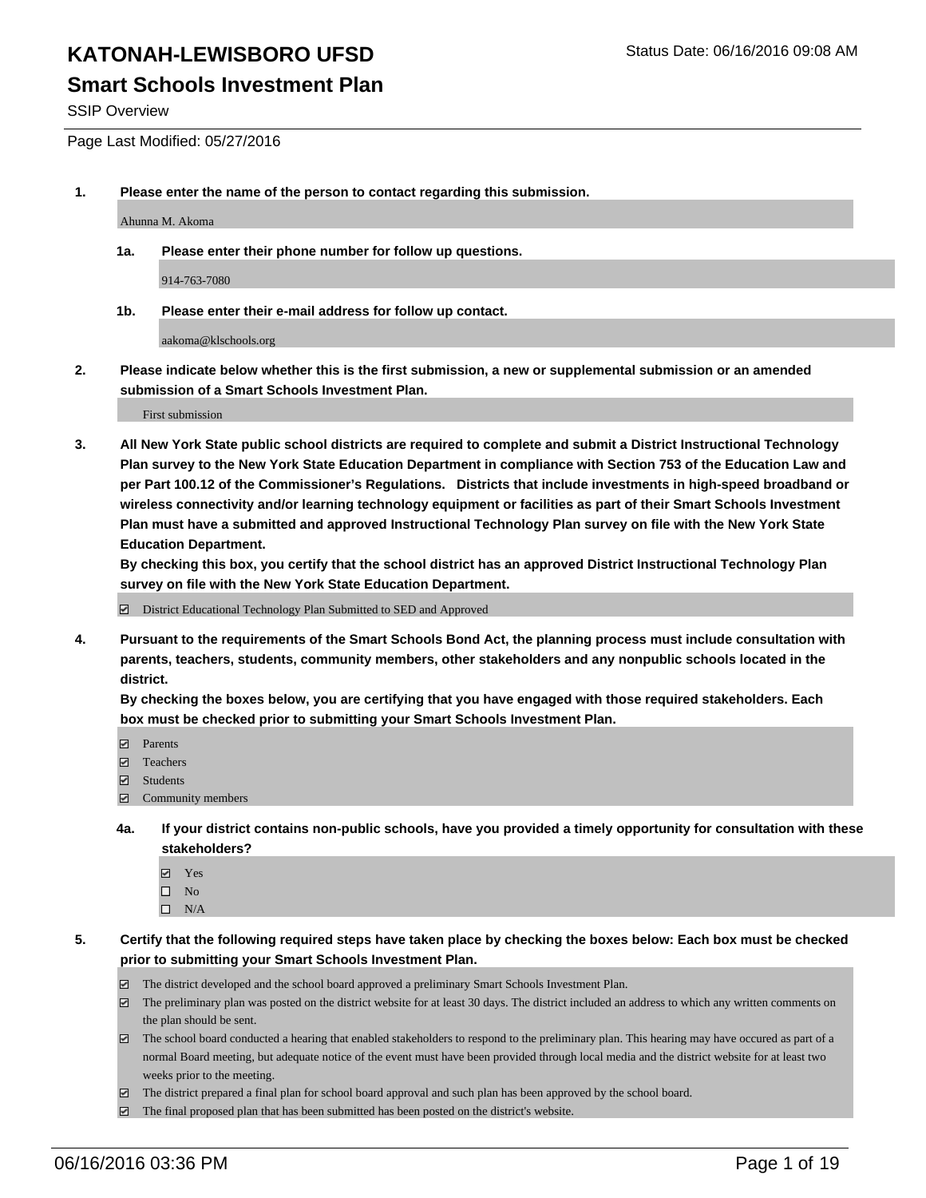# KATONAH-LEWISBORO UFSD

Status Date: 06/16/2016 09:08 AM

## Smart Schools Investment Plan

SSIP Overview

Page Last Modified: 05/27/2016

**1. Please enter the name of the person to contact regarding this submission.**

Ahunna M. Akoma

**1a. Please enter their phone number for follow up questions.**

914-763-7080

**1b. Please enter their e-mail address for follow up contact.**

aakoma@klschools.org

**2. Please indicate below whether this is the first submission, a new or supplemental submission or an amended submission of a Smart Schools Investment Plan.**

First submission

**3. All New York State public school districts are required to complete and submit a District Instructional Technology Plan survey to the New York State Education Department in compliance with Section 753 of the Education Law and per Part 100.12 of the Commissioner's Regulations. Districts that include investments in high-speed broadband or wireless connectivity and/or learning technology equipment or facilities as part of their Smart Schools Investment Plan must have a submitted and approved Instructional Technology Plan survey on file with the New York State Education Department.**
**By checking this box, you certify that the school district has an approved District Instructional Technology Plan survey on file with the New York State Education Department.**

☑ District Educational Technology Plan Submitted to SED and Approved

**4. Pursuant to the requirements of the Smart Schools Bond Act, the planning process must include consultation with parents, teachers, students, community members, other stakeholders and any nonpublic schools located in the district.**
**By checking the boxes below, you are certifying that you have engaged with those required stakeholders. Each box must be checked prior to submitting your Smart Schools Investment Plan.**

☑ Parents
☑ Teachers
☑ Students
☑ Community members

**4a. If your district contains non-public schools, have you provided a timely opportunity for consultation with these stakeholders?**

☑ Yes
☐ No
☐ N/A

**5. Certify that the following required steps have taken place by checking the boxes below: Each box must be checked prior to submitting your Smart Schools Investment Plan.**

☑ The district developed and the school board approved a preliminary Smart Schools Investment Plan.
☑ The preliminary plan was posted on the district website for at least 30 days. The district included an address to which any written comments on the plan should be sent.
☑ The school board conducted a hearing that enabled stakeholders to respond to the preliminary plan. This hearing may have occured as part of a normal Board meeting, but adequate notice of the event must have been provided through local media and the district website for at least two weeks prior to the meeting.
☑ The district prepared a final plan for school board approval and such plan has been approved by the school board.
☑ The final proposed plan that has been submitted has been posted on the district's website.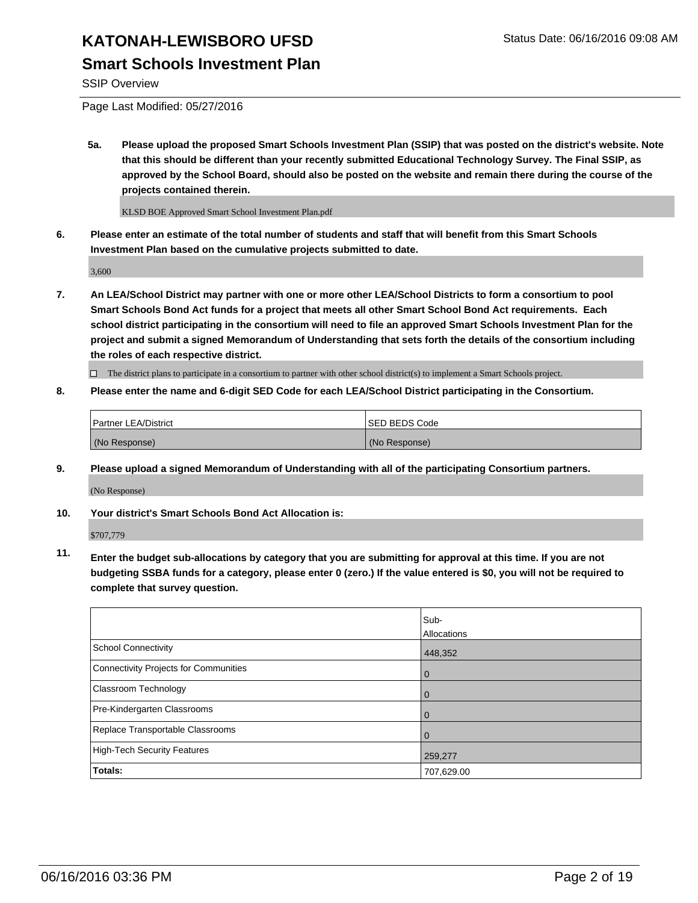# KATONAH-LEWISBORO UFSD

Status Date: 06/16/2016 09:08 AM

## Smart Schools Investment Plan

SSIP Overview

Page Last Modified: 05/27/2016

**5a. Please upload the proposed Smart Schools Investment Plan (SSIP) that was posted on the district's website. Note that this should be different than your recently submitted Educational Technology Survey. The Final SSIP, as approved by the School Board, should also be posted on the website and remain there during the course of the projects contained therein.**

KLSD BOE Approved Smart School Investment Plan.pdf

**6. Please enter an estimate of the total number of students and staff that will benefit from this Smart Schools Investment Plan based on the cumulative projects submitted to date.**

3,600

**7. An LEA/School District may partner with one or more other LEA/School Districts to form a consortium to pool Smart Schools Bond Act funds for a project that meets all other Smart School Bond Act requirements. Each school district participating in the consortium will need to file an approved Smart Schools Investment Plan for the project and submit a signed Memorandum of Understanding that sets forth the details of the consortium including the roles of each respective district.**

☐ The district plans to participate in a consortium to partner with other school district(s) to implement a Smart Schools project.

**8. Please enter the name and 6-digit SED Code for each LEA/School District participating in the Consortium.**

| Partner LEA/District | SED BEDS Code |
|---|---|
| (No Response) | (No Response) |

**9. Please upload a signed Memorandum of Understanding with all of the participating Consortium partners.**

(No Response)

**10. Your district's Smart Schools Bond Act Allocation is:**

$707,779

**11. Enter the budget sub-allocations by category that you are submitting for approval at this time. If you are not budgeting SSBA funds for a category, please enter 0 (zero.) If the value entered is $0, you will not be required to complete that survey question.**

| | Sub-Allocations |
|---|---|
| School Connectivity | 448,352 |
| Connectivity Projects for Communities | 0 |
| Classroom Technology | 0 |
| Pre-Kindergarten Classrooms | 0 |
| Replace Transportable Classrooms | 0 |
| High-Tech Security Features | 259,277 |
| **Totals:** | 707,629.00 |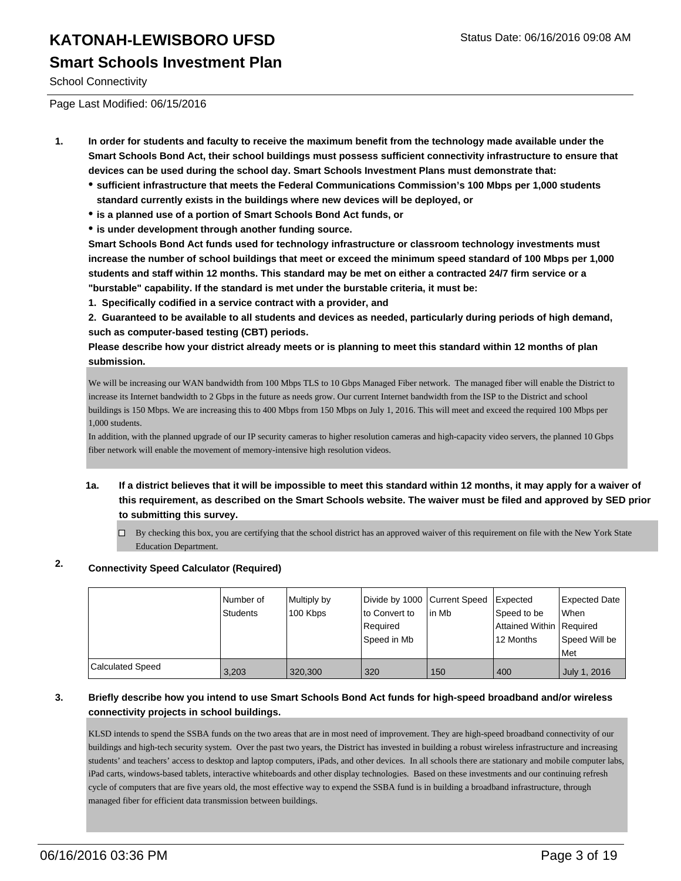# KATONAH-LEWISBORO UFSD

Status Date: 06/16/2016 09:08 AM

## Smart Schools Investment Plan

School Connectivity

Page Last Modified: 06/15/2016

**1. In order for students and faculty to receive the maximum benefit from the technology made available under the Smart Schools Bond Act, their school buildings must possess sufficient connectivity infrastructure to ensure that devices can be used during the school day. Smart Schools Investment Plans must demonstrate that:**

- **sufficient infrastructure that meets the Federal Communications Commission's 100 Mbps per 1,000 students standard currently exists in the buildings where new devices will be deployed, or**
- **is a planned use of a portion of Smart Schools Bond Act funds, or**
- **is under development through another funding source.**

**Smart Schools Bond Act funds used for technology infrastructure or classroom technology investments must increase the number of school buildings that meet or exceed the minimum speed standard of 100 Mbps per 1,000 students and staff within 12 months. This standard may be met on either a contracted 24/7 firm service or a "burstable" capability. If the standard is met under the burstable criteria, it must be:**

**1. Specifically codified in a service contract with a provider, and**

**2. Guaranteed to be available to all students and devices as needed, particularly during periods of high demand, such as computer-based testing (CBT) periods.**

**Please describe how your district already meets or is planning to meet this standard within 12 months of plan submission.**

We will be increasing our WAN bandwidth from 100 Mbps TLS to 10 Gbps Managed Fiber network. The managed fiber will enable the District to increase its Internet bandwidth to 2 Gbps in the future as needs grow. Our current Internet bandwidth from the ISP to the District and school buildings is 150 Mbps. We are increasing this to 400 Mbps from 150 Mbps on July 1, 2016. This will meet and exceed the required 100 Mbps per 1,000 students.
In addition, with the planned upgrade of our IP security cameras to higher resolution cameras and high-capacity video servers, the planned 10 Gbps fiber network will enable the movement of memory-intensive high resolution videos.

**1a. If a district believes that it will be impossible to meet this standard within 12 months, it may apply for a waiver of this requirement, as described on the Smart Schools website. The waiver must be filed and approved by SED prior to submitting this survey.**

☐ By checking this box, you are certifying that the school district has an approved waiver of this requirement on file with the New York State Education Department.

**2. Connectivity Speed Calculator (Required)**

| | Number of Students | Multiply by 100 Kbps | Divide by 1000 to Convert to Required Speed in Mb | Current Speed in Mb | Expected Speed to be Attained Within 12 Months | Expected Date When Required Speed Will be Met |
|---|---|---|---|---|---|---|
| Calculated Speed | 3,203 | 320,300 | 320 | 150 | 400 | July 1, 2016 |

**3. Briefly describe how you intend to use Smart Schools Bond Act funds for high-speed broadband and/or wireless connectivity projects in school buildings.**

KLSD intends to spend the SSBA funds on the two areas that are in most need of improvement. They are high-speed broadband connectivity of our buildings and high-tech security system. Over the past two years, the District has invested in building a robust wireless infrastructure and increasing students' and teachers' access to desktop and laptop computers, iPads, and other devices. In all schools there are stationary and mobile computer labs, iPad carts, windows-based tablets, interactive whiteboards and other display technologies. Based on these investments and our continuing refresh cycle of computers that are five years old, the most effective way to expend the SSBA fund is in building a broadband infrastructure, through managed fiber for efficient data transmission between buildings.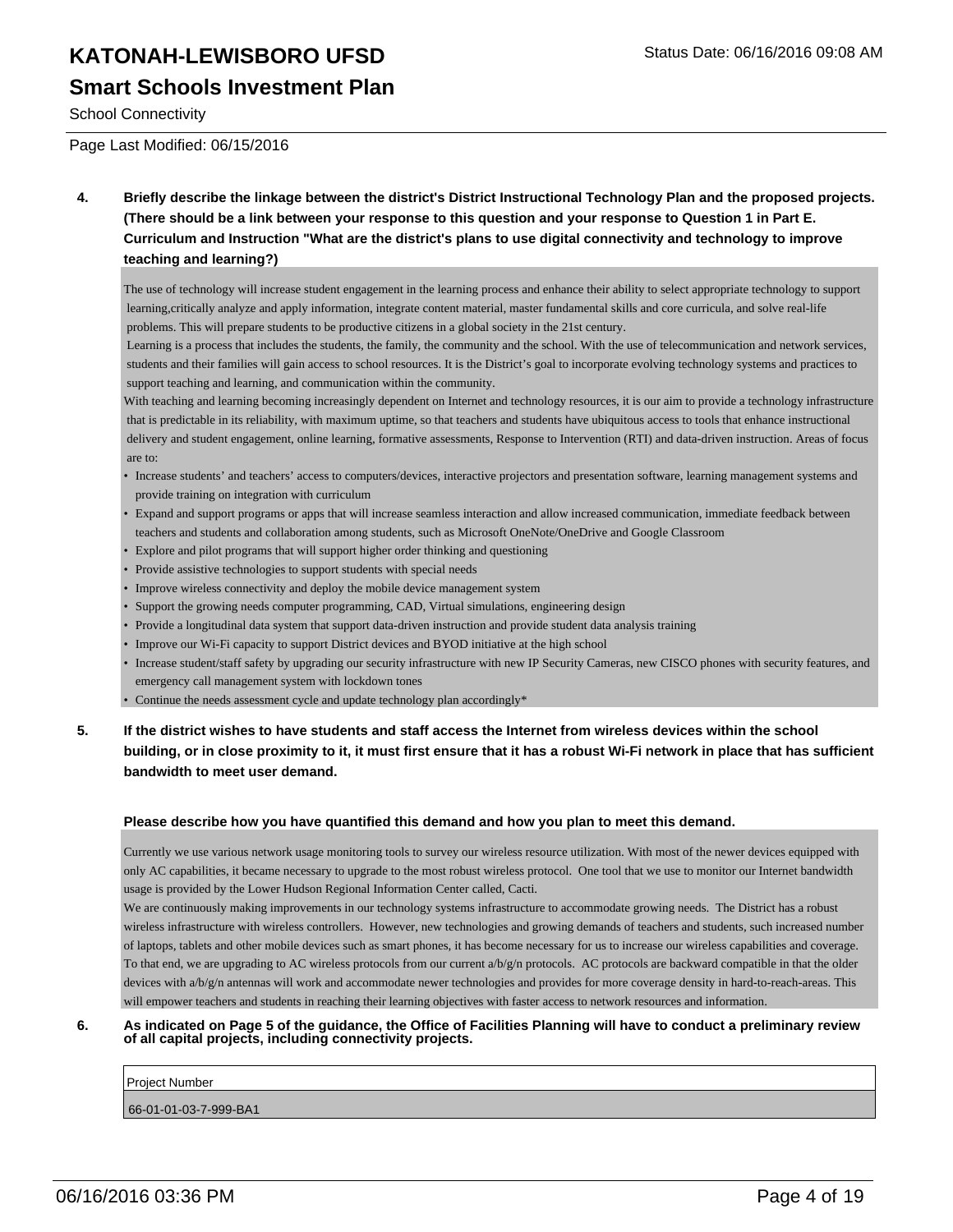# KATONAH-LEWISBORO UFSD

## Smart Schools Investment Plan

School Connectivity

Page Last Modified: 06/15/2016

**4. Briefly describe the linkage between the district's District Instructional Technology Plan and the proposed projects. (There should be a link between your response to this question and your response to Question 1 in Part E. Curriculum and Instruction "What are the district's plans to use digital connectivity and technology to improve teaching and learning?)**

The use of technology will increase student engagement in the learning process and enhance their ability to select appropriate technology to support learning,critically analyze and apply information, integrate content material, master fundamental skills and core curricula, and solve real-life problems. This will prepare students to be productive citizens in a global society in the 21st century.

Learning is a process that includes the students, the family, the community and the school. With the use of telecommunication and network services, students and their families will gain access to school resources. It is the District's goal to incorporate evolving technology systems and practices to support teaching and learning, and communication within the community.

With teaching and learning becoming increasingly dependent on Internet and technology resources, it is our aim to provide a technology infrastructure that is predictable in its reliability, with maximum uptime, so that teachers and students have ubiquitous access to tools that enhance instructional delivery and student engagement, online learning, formative assessments, Response to Intervention (RTI) and data-driven instruction. Areas of focus are to:

- Increase students' and teachers' access to computers/devices, interactive projectors and presentation software, learning management systems and provide training on integration with curriculum
- Expand and support programs or apps that will increase seamless interaction and allow increased communication, immediate feedback between teachers and students and collaboration among students, such as Microsoft OneNote/OneDrive and Google Classroom
- Explore and pilot programs that will support higher order thinking and questioning
- Provide assistive technologies to support students with special needs
- Improve wireless connectivity and deploy the mobile device management system
- Support the growing needs computer programming, CAD, Virtual simulations, engineering design
- Provide a longitudinal data system that support data-driven instruction and provide student data analysis training
- Improve our Wi-Fi capacity to support District devices and BYOD initiative at the high school
- Increase student/staff safety by upgrading our security infrastructure with new IP Security Cameras, new CISCO phones with security features, and emergency call management system with lockdown tones
- Continue the needs assessment cycle and update technology plan accordingly*

**5. If the district wishes to have students and staff access the Internet from wireless devices within the school building, or in close proximity to it, it must first ensure that it has a robust Wi-Fi network in place that has sufficient bandwidth to meet user demand.**

**Please describe how you have quantified this demand and how you plan to meet this demand.**

Currently we use various network usage monitoring tools to survey our wireless resource utilization. With most of the newer devices equipped with only AC capabilities, it became necessary to upgrade to the most robust wireless protocol. One tool that we use to monitor our Internet bandwidth usage is provided by the Lower Hudson Regional Information Center called, Cacti.

We are continuously making improvements in our technology systems infrastructure to accommodate growing needs. The District has a robust wireless infrastructure with wireless controllers. However, new technologies and growing demands of teachers and students, such increased number of laptops, tablets and other mobile devices such as smart phones, it has become necessary for us to increase our wireless capabilities and coverage. To that end, we are upgrading to AC wireless protocols from our current a/b/g/n protocols. AC protocols are backward compatible in that the older devices with a/b/g/n antennas will work and accommodate newer technologies and provides for more coverage density in hard-to-reach-areas. This will empower teachers and students in reaching their learning objectives with faster access to network resources and information.

**6. As indicated on Page 5 of the guidance, the Office of Facilities Planning will have to conduct a preliminary review of all capital projects, including connectivity projects.**

| Project Number |
|---|
| 66-01-01-03-7-999-BA1 |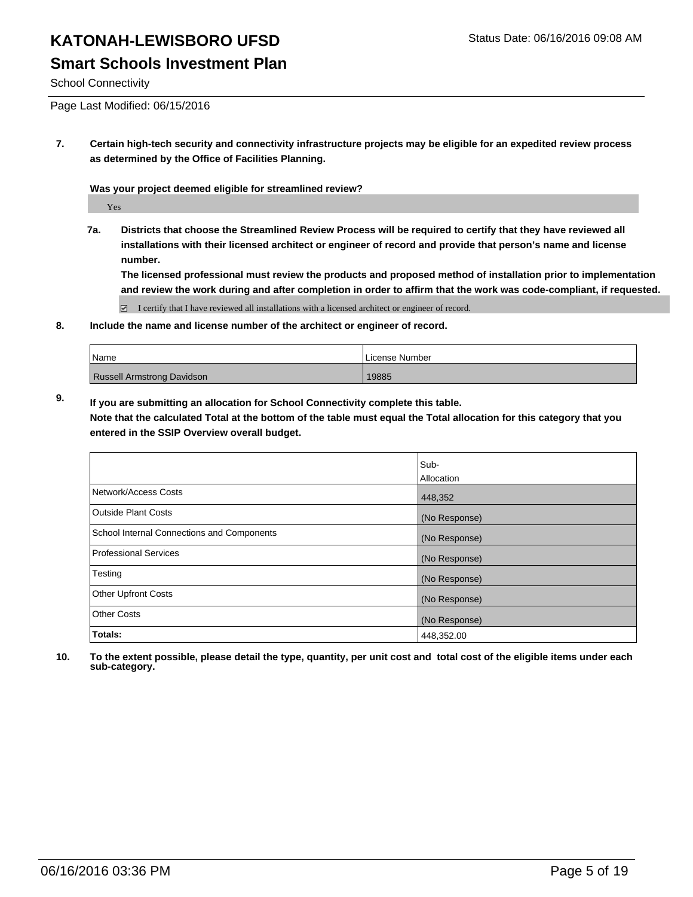# KATONAH-LEWISBORO UFSD

Status Date: 06/16/2016 09:08 AM

## Smart Schools Investment Plan

School Connectivity

Page Last Modified: 06/15/2016

**7. Certain high-tech security and connectivity infrastructure projects may be eligible for an expedited review process as determined by the Office of Facilities Planning.**

**Was your project deemed eligible for streamlined review?**

Yes

**7a. Districts that choose the Streamlined Review Process will be required to certify that they have reviewed all installations with their licensed architect or engineer of record and provide that person's name and license number.**

**The licensed professional must review the products and proposed method of installation prior to implementation and review the work during and after completion in order to affirm that the work was code-compliant, if requested.**

☑ I certify that I have reviewed all installations with a licensed architect or engineer of record.

**8. Include the name and license number of the architect or engineer of record.**

| Name | License Number |
|---|---|
| Russell Armstrong Davidson | 19885 |

**9. If you are submitting an allocation for School Connectivity complete this table. Note that the calculated Total at the bottom of the table must equal the Total allocation for this category that you entered in the SSIP Overview overall budget.**

| | Sub-Allocation |
|---|---|
| Network/Access Costs | 448,352 |
| Outside Plant Costs | (No Response) |
| School Internal Connections and Components | (No Response) |
| Professional Services | (No Response) |
| Testing | (No Response) |
| Other Upfront Costs | (No Response) |
| Other Costs | (No Response) |
| **Totals:** | 448,352.00 |

**10. To the extent possible, please detail the type, quantity, per unit cost and total cost of the eligible items under each sub-category.**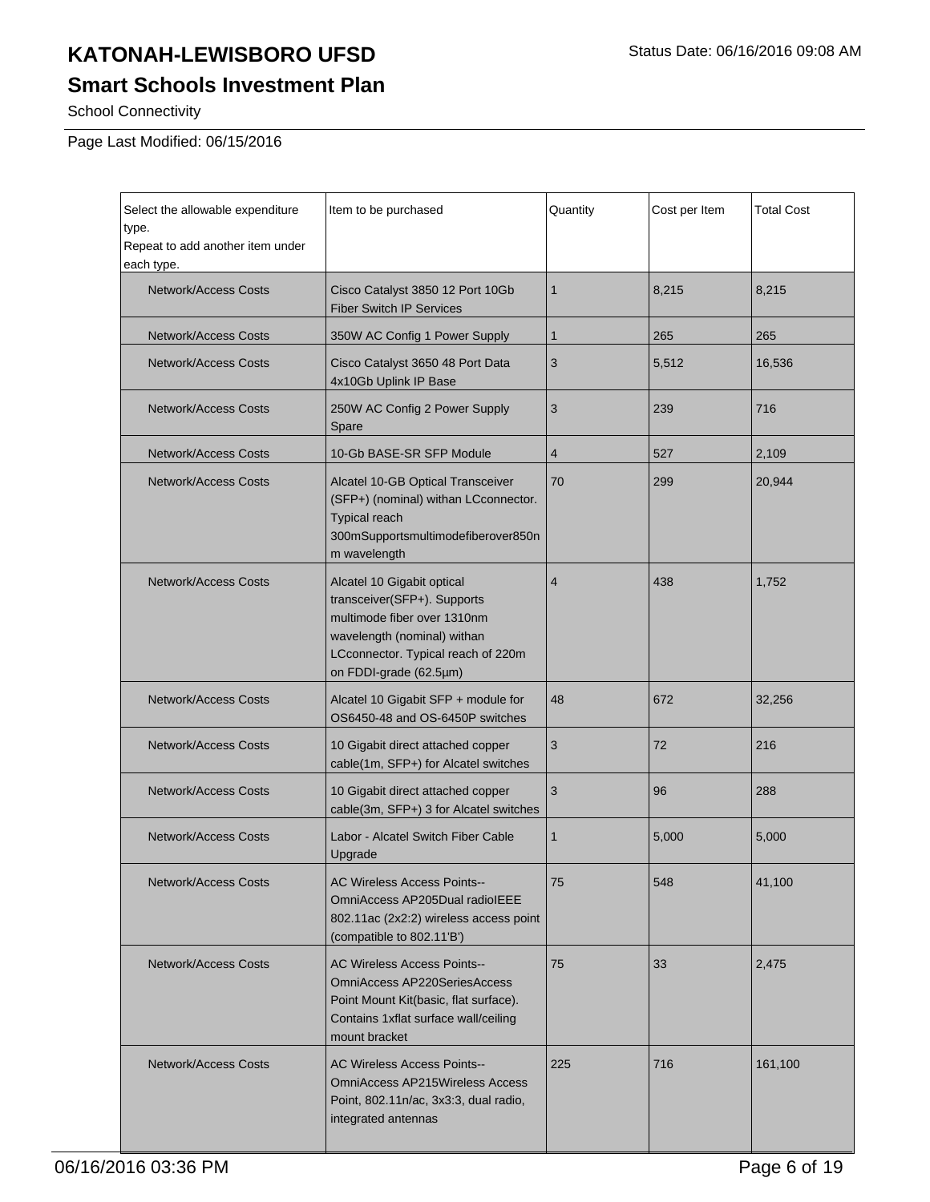# KATONAH-LEWISBORO UFSD

Status Date: 06/16/2016 09:08 AM

## Smart Schools Investment Plan

School Connectivity

Page Last Modified: 06/15/2016

| Select the allowable expenditure type. Repeat to add another item under each type. | Item to be purchased | Quantity | Cost per Item | Total Cost |
|---|---|---|---|---|
| Network/Access Costs | Cisco Catalyst 3850 12 Port 10Gb Fiber Switch IP Services | 1 | 8,215 | 8,215 |
| Network/Access Costs | 350W AC Config 1 Power Supply | 1 | 265 | 265 |
| Network/Access Costs | Cisco Catalyst 3650 48 Port Data 4x10Gb Uplink IP Base | 3 | 5,512 | 16,536 |
| Network/Access Costs | 250W AC Config 2 Power Supply Spare | 3 | 239 | 716 |
| Network/Access Costs | 10-Gb BASE-SR SFP Module | 4 | 527 | 2,109 |
| Network/Access Costs | Alcatel 10-GB Optical Transceiver (SFP+) (nominal) withan LCconnector. Typical reach 300mSupportsmultimodefiberover850nm wavelength | 70 | 299 | 20,944 |
| Network/Access Costs | Alcatel 10 Gigabit optical transceiver(SFP+). Supports multimode fiber over 1310nm wavelength (nominal) withan LCconnector. Typical reach of 220m on FDDI-grade (62.5µm) | 4 | 438 | 1,752 |
| Network/Access Costs | Alcatel 10 Gigabit SFP + module for OS6450-48 and OS-6450P switches | 48 | 672 | 32,256 |
| Network/Access Costs | 10 Gigabit direct attached copper cable(1m, SFP+) for Alcatel switches | 3 | 72 | 216 |
| Network/Access Costs | 10 Gigabit direct attached copper cable(3m, SFP+) 3 for Alcatel switches | 3 | 96 | 288 |
| Network/Access Costs | Labor - Alcatel Switch Fiber Cable Upgrade | 1 | 5,000 | 5,000 |
| Network/Access Costs | AC Wireless Access Points-- OmniAccess AP205Dual radioIEEE 802.11ac (2x2:2) wireless access point (compatible to 802.11'B') | 75 | 548 | 41,100 |
| Network/Access Costs | AC Wireless Access Points-- OmniAccess AP220SeriesAccess Point Mount Kit(basic, flat surface). Contains 1xflat surface wall/ceiling mount bracket | 75 | 33 | 2,475 |
| Network/Access Costs | AC Wireless Access Points-- OmniAccess AP215Wireless Access Point, 802.11n/ac, 3x3:3, dual radio, integrated antennas | 225 | 716 | 161,100 |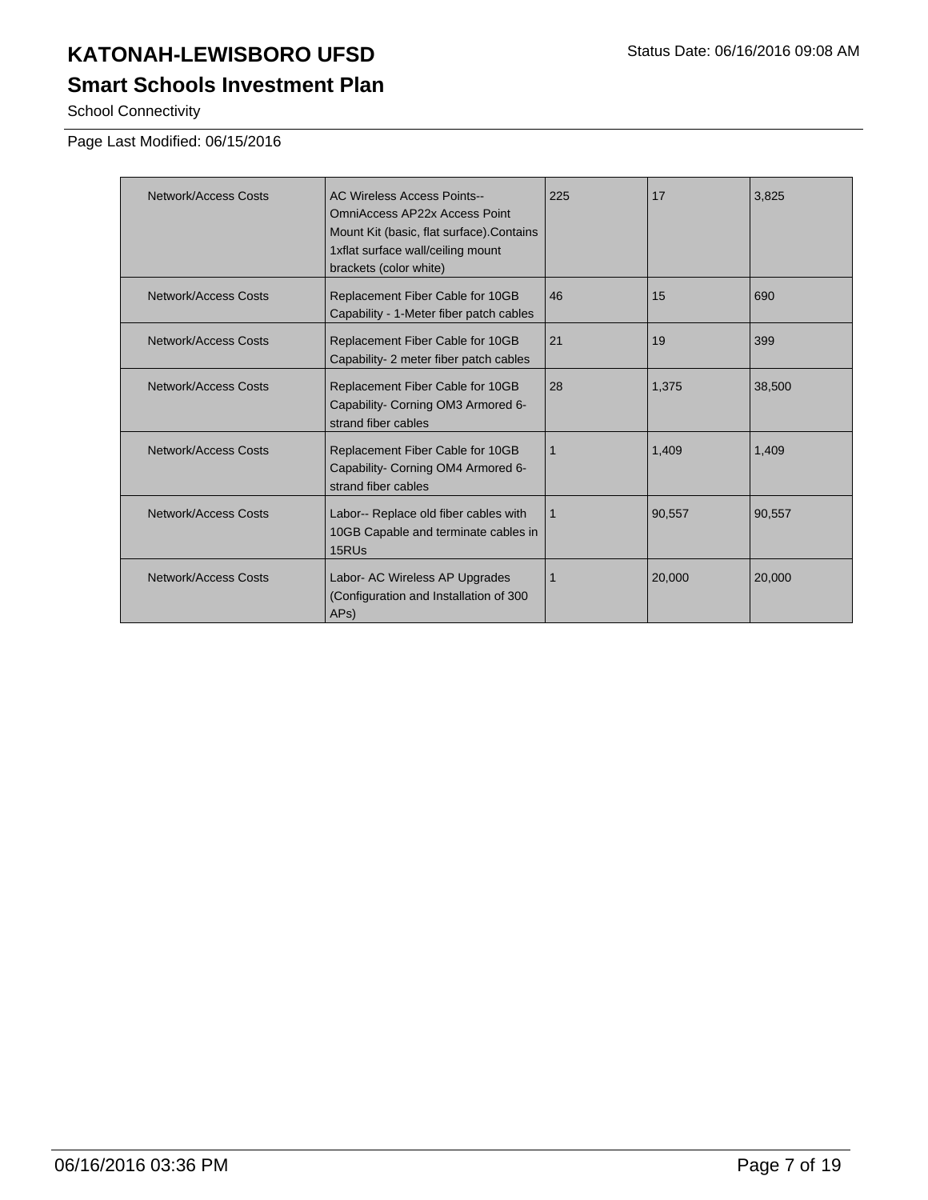# KATONAH-LEWISBORO UFSD

## Smart Schools Investment Plan

School Connectivity

Page Last Modified: 06/15/2016

| | | | | |
|---|---|---|---|---|
| Network/Access Costs | AC Wireless Access Points--OmniAccess AP22x Access Point Mount Kit (basic, flat surface).Contains 1xflat surface wall/ceiling mount brackets (color white) | 225 | 17 | 3,825 |
| Network/Access Costs | Replacement Fiber Cable for 10GB Capability - 1-Meter fiber patch cables | 46 | 15 | 690 |
| Network/Access Costs | Replacement Fiber Cable for 10GB Capability- 2 meter fiber patch cables | 21 | 19 | 399 |
| Network/Access Costs | Replacement Fiber Cable for 10GB Capability- Corning OM3 Armored 6-strand fiber cables | 28 | 1,375 | 38,500 |
| Network/Access Costs | Replacement Fiber Cable for 10GB Capability- Corning OM4 Armored 6-strand fiber cables | 1 | 1,409 | 1,409 |
| Network/Access Costs | Labor-- Replace old fiber cables with 10GB Capable and terminate cables in 15RUs | 1 | 90,557 | 90,557 |
| Network/Access Costs | Labor- AC Wireless AP Upgrades (Configuration and Installation of 300 APs) | 1 | 20,000 | 20,000 |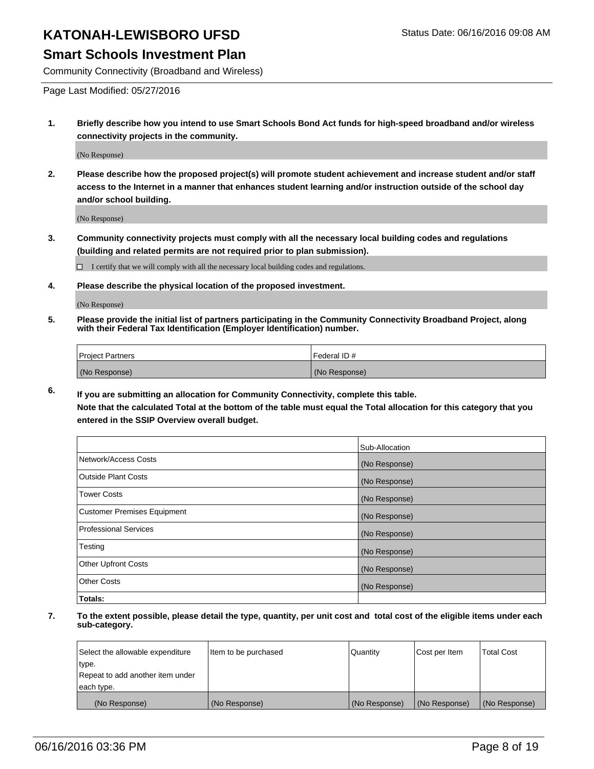# KATONAH-LEWISBORO UFSD

Status Date: 06/16/2016 09:08 AM

## Smart Schools Investment Plan

Community Connectivity (Broadband and Wireless)

Page Last Modified: 05/27/2016

**1. Briefly describe how you intend to use Smart Schools Bond Act funds for high-speed broadband and/or wireless connectivity projects in the community.**

(No Response)

**2. Please describe how the proposed project(s) will promote student achievement and increase student and/or staff access to the Internet in a manner that enhances student learning and/or instruction outside of the school day and/or school building.**

(No Response)

**3. Community connectivity projects must comply with all the necessary local building codes and regulations (building and related permits are not required prior to plan submission).**

☐ I certify that we will comply with all the necessary local building codes and regulations.

**4. Please describe the physical location of the proposed investment.**

(No Response)

**5. Please provide the initial list of partners participating in the Community Connectivity Broadband Project, along with their Federal Tax Identification (Employer Identification) number.**

| Project Partners | Federal ID # |
|---|---|
| (No Response) | (No Response) |

**6. If you are submitting an allocation for Community Connectivity, complete this table. Note that the calculated Total at the bottom of the table must equal the Total allocation for this category that you entered in the SSIP Overview overall budget.**

| | Sub-Allocation |
|---|---|
| Network/Access Costs | (No Response) |
| Outside Plant Costs | (No Response) |
| Tower Costs | (No Response) |
| Customer Premises Equipment | (No Response) |
| Professional Services | (No Response) |
| Testing | (No Response) |
| Other Upfront Costs | (No Response) |
| Other Costs | (No Response) |
| **Totals:** | |

**7. To the extent possible, please detail the type, quantity, per unit cost and total cost of the eligible items under each sub-category.**

| Select the allowable expenditure type. Repeat to add another item under each type. | Item to be purchased | Quantity | Cost per Item | Total Cost |
|---|---|---|---|---|
| (No Response) | (No Response) | (No Response) | (No Response) | (No Response) |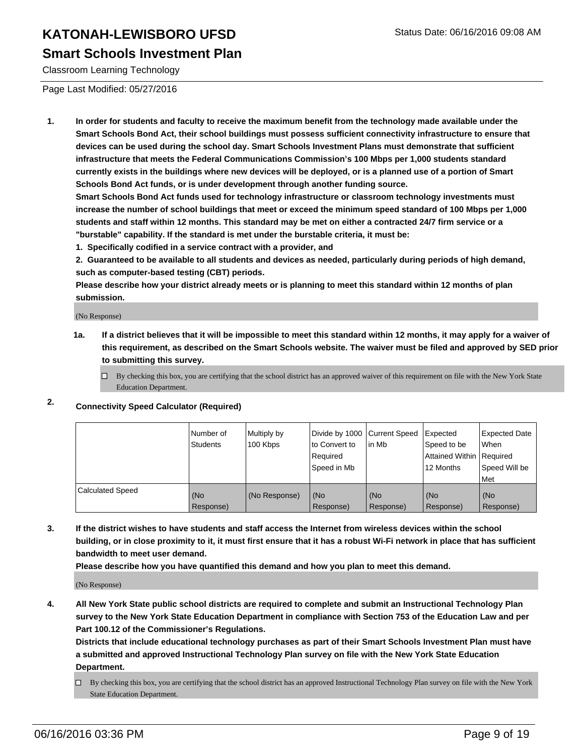# KATONAH-LEWISBORO UFSD

## Smart Schools Investment Plan

Classroom Learning Technology

Status Date: 06/16/2016 09:08 AM

Page Last Modified: 05/27/2016

1. **In order for students and faculty to receive the maximum benefit from the technology made available under the Smart Schools Bond Act, their school buildings must possess sufficient connectivity infrastructure to ensure that devices can be used during the school day. Smart Schools Investment Plans must demonstrate that sufficient infrastructure that meets the Federal Communications Commission's 100 Mbps per 1,000 students standard currently exists in the buildings where new devices will be deployed, or is a planned use of a portion of Smart Schools Bond Act funds, or is under development through another funding source.**

   **Smart Schools Bond Act funds used for technology infrastructure or classroom technology investments must increase the number of school buildings that meet or exceed the minimum speed standard of 100 Mbps per 1,000 students and staff within 12 months. This standard may be met on either a contracted 24/7 firm service or a "burstable" capability. If the standard is met under the burstable criteria, it must be:**

   **1. Specifically codified in a service contract with a provider, and**

   **2. Guaranteed to be available to all students and devices as needed, particularly during periods of high demand, such as computer-based testing (CBT) periods.**

   **Please describe how your district already meets or is planning to meet this standard within 12 months of plan submission.**

   (No Response)

   1a. **If a district believes that it will be impossible to meet this standard within 12 months, it may apply for a waiver of this requirement, as described on the Smart Schools website. The waiver must be filed and approved by SED prior to submitting this survey.**

   ☐ By checking this box, you are certifying that the school district has an approved waiver of this requirement on file with the New York State Education Department.

2. **Connectivity Speed Calculator (Required)**

| | Number of Students | Multiply by 100 Kbps | Divide by 1000 to Convert to Required Speed in Mb | Current Speed in Mb | Expected Speed to be Attained Within 12 Months | Expected Date When Required Speed Will be Met |
|---|---|---|---|---|---|---|
| Calculated Speed | (No Response) | (No Response) | (No Response) | (No Response) | (No Response) | (No Response) |

3. **If the district wishes to have students and staff access the Internet from wireless devices within the school building, or in close proximity to it, it must first ensure that it has a robust Wi-Fi network in place that has sufficient bandwidth to meet user demand.**

   **Please describe how you have quantified this demand and how you plan to meet this demand.**

   (No Response)

4. **All New York State public school districts are required to complete and submit an Instructional Technology Plan survey to the New York State Education Department in compliance with Section 753 of the Education Law and per Part 100.12 of the Commissioner's Regulations.**

   **Districts that include educational technology purchases as part of their Smart Schools Investment Plan must have a submitted and approved Instructional Technology Plan survey on file with the New York State Education Department.**

   ☐ By checking this box, you are certifying that the school district has an approved Instructional Technology Plan survey on file with the New York State Education Department.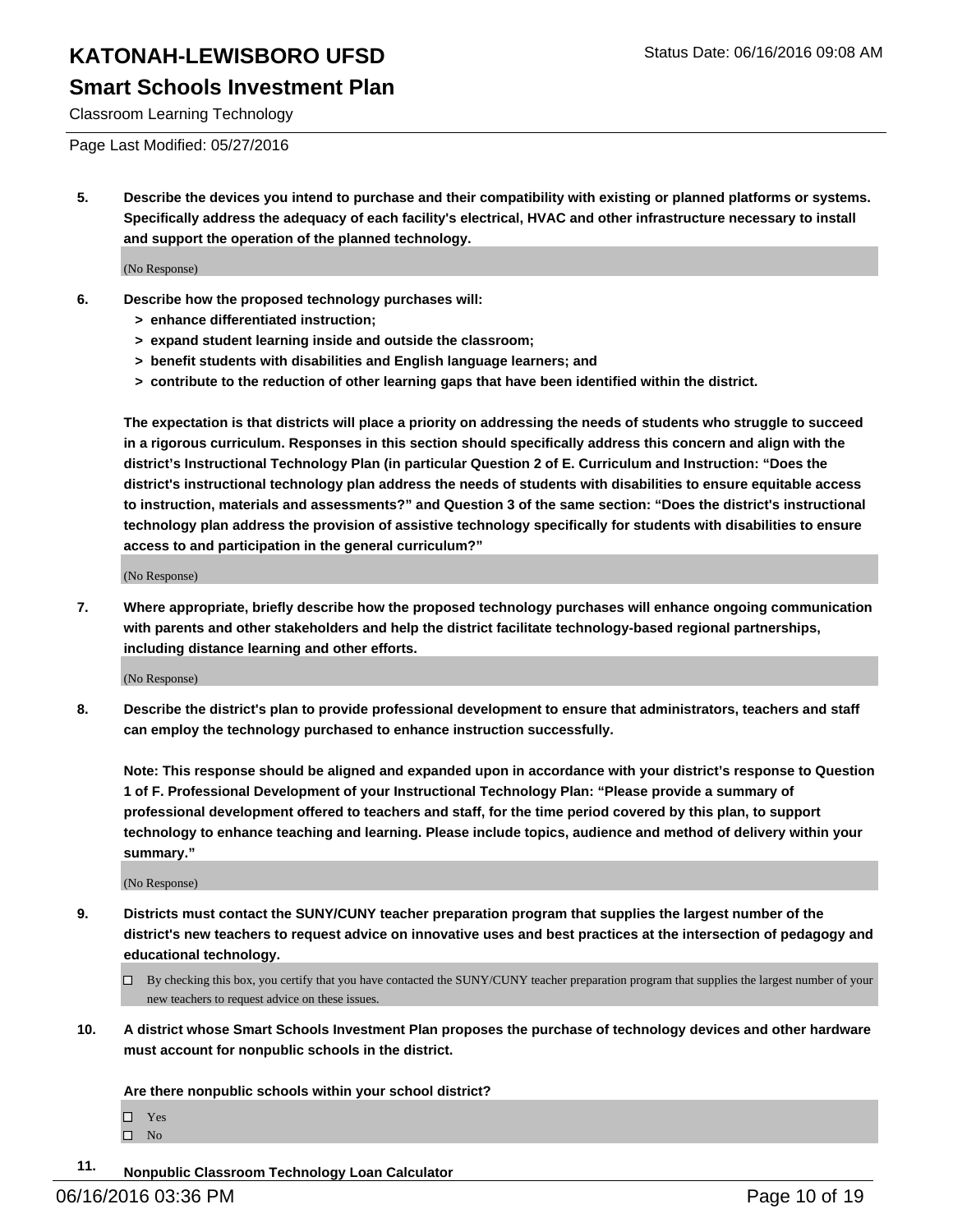# KATONAH-LEWISBORO UFSD

## Smart Schools Investment Plan

Classroom Learning Technology

Page Last Modified: 05/27/2016

**5. Describe the devices you intend to purchase and their compatibility with existing or planned platforms or systems. Specifically address the adequacy of each facility's electrical, HVAC and other infrastructure necessary to install and support the operation of the planned technology.**

(No Response)

**6. Describe how the proposed technology purchases will:**

- **> enhance differentiated instruction;**
- **> expand student learning inside and outside the classroom;**
- **> benefit students with disabilities and English language learners; and**
- **> contribute to the reduction of other learning gaps that have been identified within the district.**

**The expectation is that districts will place a priority on addressing the needs of students who struggle to succeed in a rigorous curriculum. Responses in this section should specifically address this concern and align with the district's Instructional Technology Plan (in particular Question 2 of E. Curriculum and Instruction: "Does the district's instructional technology plan address the needs of students with disabilities to ensure equitable access to instruction, materials and assessments?" and Question 3 of the same section: "Does the district's instructional technology plan address the provision of assistive technology specifically for students with disabilities to ensure access to and participation in the general curriculum?"**

(No Response)

**7. Where appropriate, briefly describe how the proposed technology purchases will enhance ongoing communication with parents and other stakeholders and help the district facilitate technology-based regional partnerships, including distance learning and other efforts.**

(No Response)

**8. Describe the district's plan to provide professional development to ensure that administrators, teachers and staff can employ the technology purchased to enhance instruction successfully.**

**Note: This response should be aligned and expanded upon in accordance with your district's response to Question 1 of F. Professional Development of your Instructional Technology Plan: "Please provide a summary of professional development offered to teachers and staff, for the time period covered by this plan, to support technology to enhance teaching and learning. Please include topics, audience and method of delivery within your summary."**

(No Response)

**9. Districts must contact the SUNY/CUNY teacher preparation program that supplies the largest number of the district's new teachers to request advice on innovative uses and best practices at the intersection of pedagogy and educational technology.**

☐ By checking this box, you certify that you have contacted the SUNY/CUNY teacher preparation program that supplies the largest number of your new teachers to request advice on these issues.

**10. A district whose Smart Schools Investment Plan proposes the purchase of technology devices and other hardware must account for nonpublic schools in the district.**

**Are there nonpublic schools within your school district?**

☐ Yes
☐ No

**11. Nonpublic Classroom Technology Loan Calculator**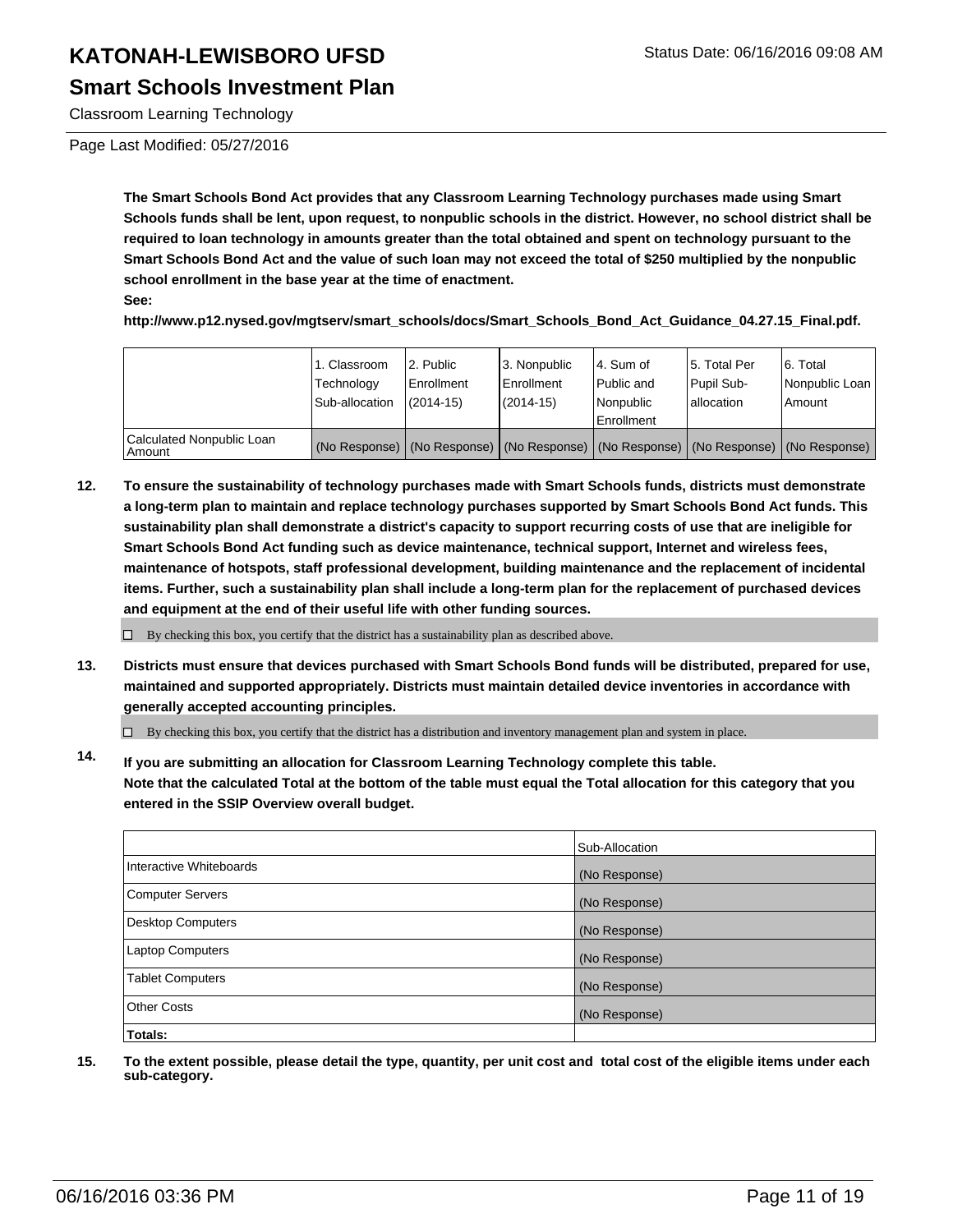# KATONAH-LEWISBORO UFSD

Status Date: 06/16/2016 09:08 AM

## Smart Schools Investment Plan

Classroom Learning Technology

Page Last Modified: 05/27/2016

**The Smart Schools Bond Act provides that any Classroom Learning Technology purchases made using Smart Schools funds shall be lent, upon request, to nonpublic schools in the district. However, no school district shall be required to loan technology in amounts greater than the total obtained and spent on technology pursuant to the Smart Schools Bond Act and the value of such loan may not exceed the total of $250 multiplied by the nonpublic school enrollment in the base year at the time of enactment.**

**See:**

**http://www.p12.nysed.gov/mgtserv/smart_schools/docs/Smart_Schools_Bond_Act_Guidance_04.27.15_Final.pdf.**

| | 1. Classroom Technology Sub-allocation | 2. Public Enrollment (2014-15) | 3. Nonpublic Enrollment (2014-15) | 4. Sum of Public and Nonpublic Enrollment | 5. Total Per Pupil Sub-allocation | 6. Total Nonpublic Loan Amount |
|---|---|---|---|---|---|---|
| Calculated Nonpublic Loan Amount | (No Response) | (No Response) | (No Response) | (No Response) | (No Response) | (No Response) |

**12. To ensure the sustainability of technology purchases made with Smart Schools funds, districts must demonstrate a long-term plan to maintain and replace technology purchases supported by Smart Schools Bond Act funds. This sustainability plan shall demonstrate a district's capacity to support recurring costs of use that are ineligible for Smart Schools Bond Act funding such as device maintenance, technical support, Internet and wireless fees, maintenance of hotspots, staff professional development, building maintenance and the replacement of incidental items. Further, such a sustainability plan shall include a long-term plan for the replacement of purchased devices and equipment at the end of their useful life with other funding sources.**

☐ By checking this box, you certify that the district has a sustainability plan as described above.

**13. Districts must ensure that devices purchased with Smart Schools Bond funds will be distributed, prepared for use, maintained and supported appropriately. Districts must maintain detailed device inventories in accordance with generally accepted accounting principles.**

☐ By checking this box, you certify that the district has a distribution and inventory management plan and system in place.

**14. If you are submitting an allocation for Classroom Learning Technology complete this table. Note that the calculated Total at the bottom of the table must equal the Total allocation for this category that you entered in the SSIP Overview overall budget.**

| | Sub-Allocation |
|---|---|
| Interactive Whiteboards | (No Response) |
| Computer Servers | (No Response) |
| Desktop Computers | (No Response) |
| Laptop Computers | (No Response) |
| Tablet Computers | (No Response) |
| Other Costs | (No Response) |
| **Totals:** | |

**15. To the extent possible, please detail the type, quantity, per unit cost and total cost of the eligible items under each sub-category.**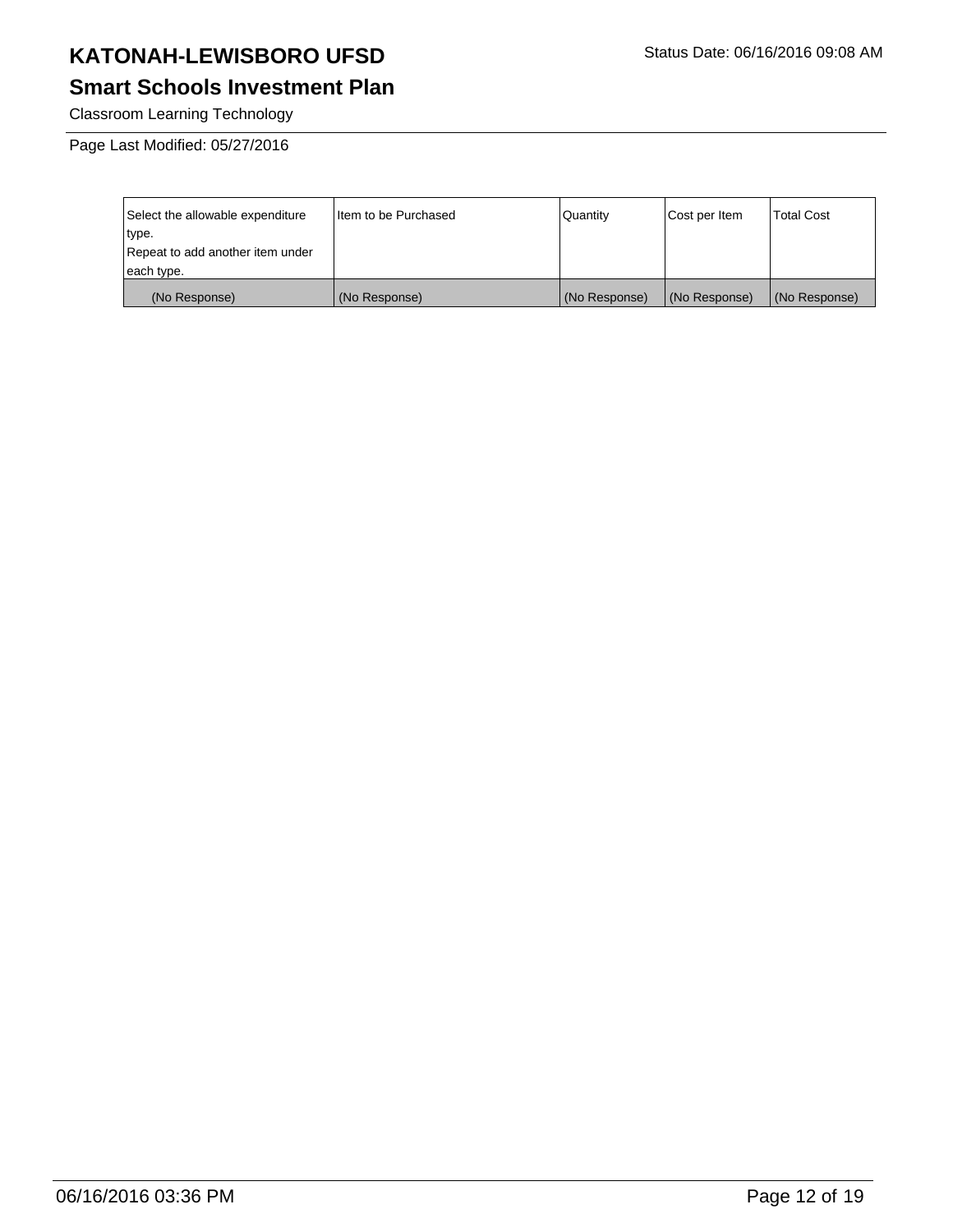# KATONAH-LEWISBORO UFSD

Status Date: 06/16/2016 09:08 AM

## Smart Schools Investment Plan

Classroom Learning Technology

Page Last Modified: 05/27/2016

| Select the allowable expenditure type.<br>Repeat to add another item under each type. | Item to be Purchased | Quantity | Cost per Item | Total Cost |
|---|---|---|---|---|
| (No Response) | (No Response) | (No Response) | (No Response) | (No Response) |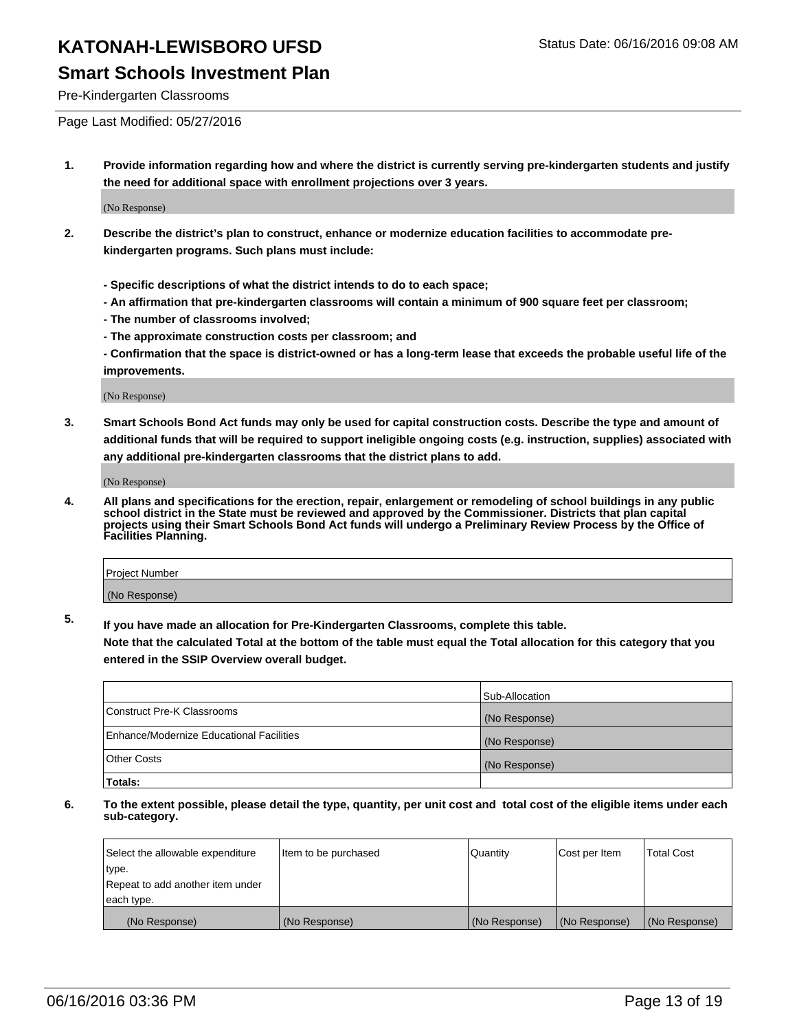# KATONAH-LEWISBORO UFSD

Status Date: 06/16/2016 09:08 AM

## Smart Schools Investment Plan

Pre-Kindergarten Classrooms

Page Last Modified: 05/27/2016

**1. Provide information regarding how and where the district is currently serving pre-kindergarten students and justify the need for additional space with enrollment projections over 3 years.**

(No Response)

**2. Describe the district's plan to construct, enhance or modernize education facilities to accommodate pre-kindergarten programs. Such plans must include:**

**- Specific descriptions of what the district intends to do to each space;**
**- An affirmation that pre-kindergarten classrooms will contain a minimum of 900 square feet per classroom;**
**- The number of classrooms involved;**
**- The approximate construction costs per classroom; and**
**- Confirmation that the space is district-owned or has a long-term lease that exceeds the probable useful life of the improvements.**

(No Response)

**3. Smart Schools Bond Act funds may only be used for capital construction costs. Describe the type and amount of additional funds that will be required to support ineligible ongoing costs (e.g. instruction, supplies) associated with any additional pre-kindergarten classrooms that the district plans to add.**

(No Response)

**4. All plans and specifications for the erection, repair, enlargement or remodeling of school buildings in any public school district in the State must be reviewed and approved by the Commissioner. Districts that plan capital projects using their Smart Schools Bond Act funds will undergo a Preliminary Review Process by the Office of Facilities Planning.**

| Project Number |
|---|
| (No Response) |

**5. If you have made an allocation for Pre-Kindergarten Classrooms, complete this table. Note that the calculated Total at the bottom of the table must equal the Total allocation for this category that you entered in the SSIP Overview overall budget.**

| | Sub-Allocation |
|---|---|
| Construct Pre-K Classrooms | (No Response) |
| Enhance/Modernize Educational Facilities | (No Response) |
| Other Costs | (No Response) |
| **Totals:** | |

**6. To the extent possible, please detail the type, quantity, per unit cost and total cost of the eligible items under each sub-category.**

| Select the allowable expenditure type. Repeat to add another item under each type. | Item to be purchased | Quantity | Cost per Item | Total Cost |
|---|---|---|---|---|
| (No Response) | (No Response) | (No Response) | (No Response) | (No Response) |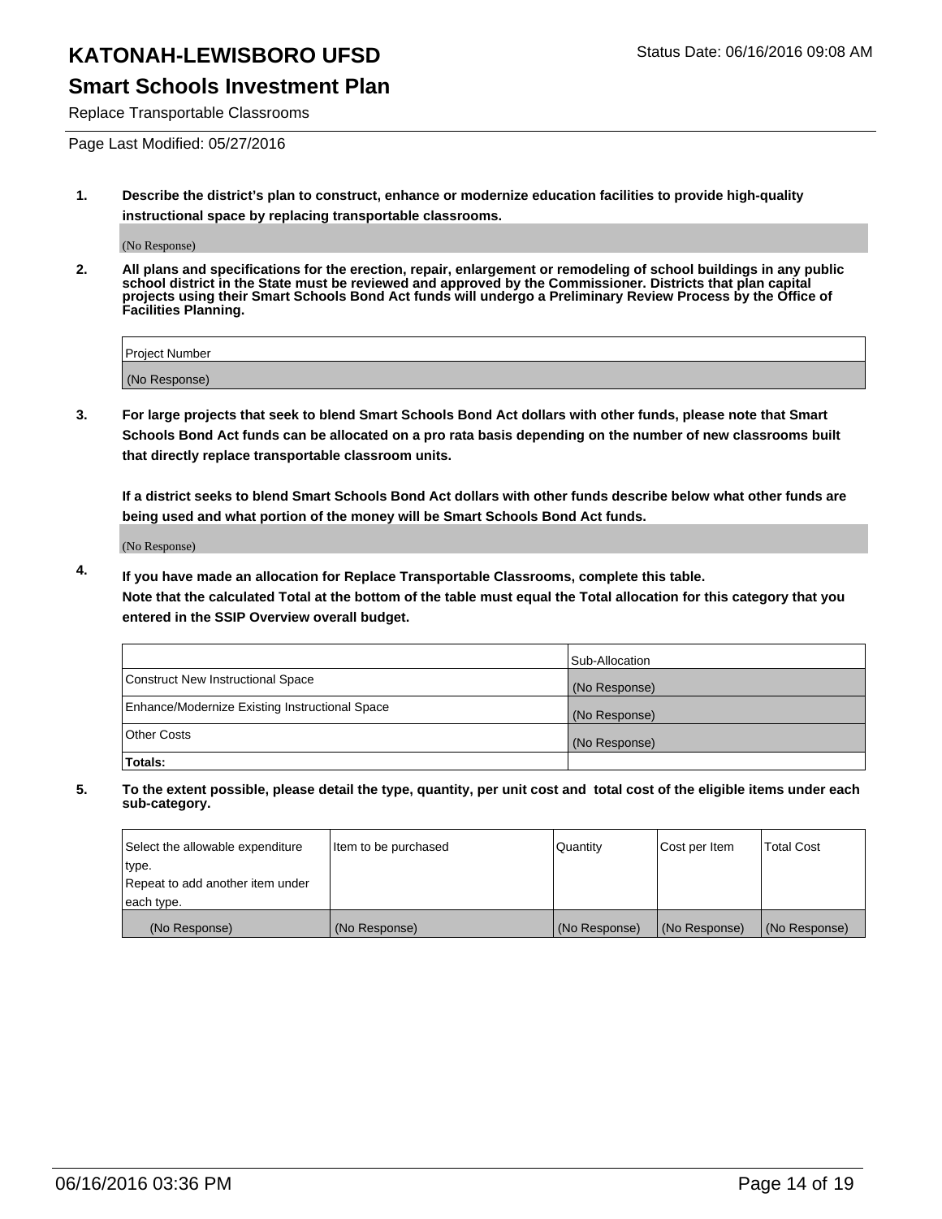# KATONAH-LEWISBORO UFSD

Status Date: 06/16/2016 09:08 AM

## Smart Schools Investment Plan

Replace Transportable Classrooms

Page Last Modified: 05/27/2016

1. **Describe the district's plan to construct, enhance or modernize education facilities to provide high-quality instructional space by replacing transportable classrooms.**

(No Response)

2. **All plans and specifications for the erection, repair, enlargement or remodeling of school buildings in any public school district in the State must be reviewed and approved by the Commissioner. Districts that plan capital projects using their Smart Schools Bond Act funds will undergo a Preliminary Review Process by the Office of Facilities Planning.**

| Project Number |
|---|
| (No Response) |

3. **For large projects that seek to blend Smart Schools Bond Act dollars with other funds, please note that Smart Schools Bond Act funds can be allocated on a pro rata basis depending on the number of new classrooms built that directly replace transportable classroom units.**

**If a district seeks to blend Smart Schools Bond Act dollars with other funds describe below what other funds are being used and what portion of the money will be Smart Schools Bond Act funds.**

(No Response)

4. **If you have made an allocation for Replace Transportable Classrooms, complete this table. Note that the calculated Total at the bottom of the table must equal the Total allocation for this category that you entered in the SSIP Overview overall budget.**

| | Sub-Allocation |
|---|---|
| Construct New Instructional Space | (No Response) |
| Enhance/Modernize Existing Instructional Space | (No Response) |
| Other Costs | (No Response) |
| **Totals:** | |

5. **To the extent possible, please detail the type, quantity, per unit cost and total cost of the eligible items under each sub-category.**

| Select the allowable expenditure type. Repeat to add another item under each type. | Item to be purchased | Quantity | Cost per Item | Total Cost |
|---|---|---|---|---|
| (No Response) | (No Response) | (No Response) | (No Response) | (No Response) |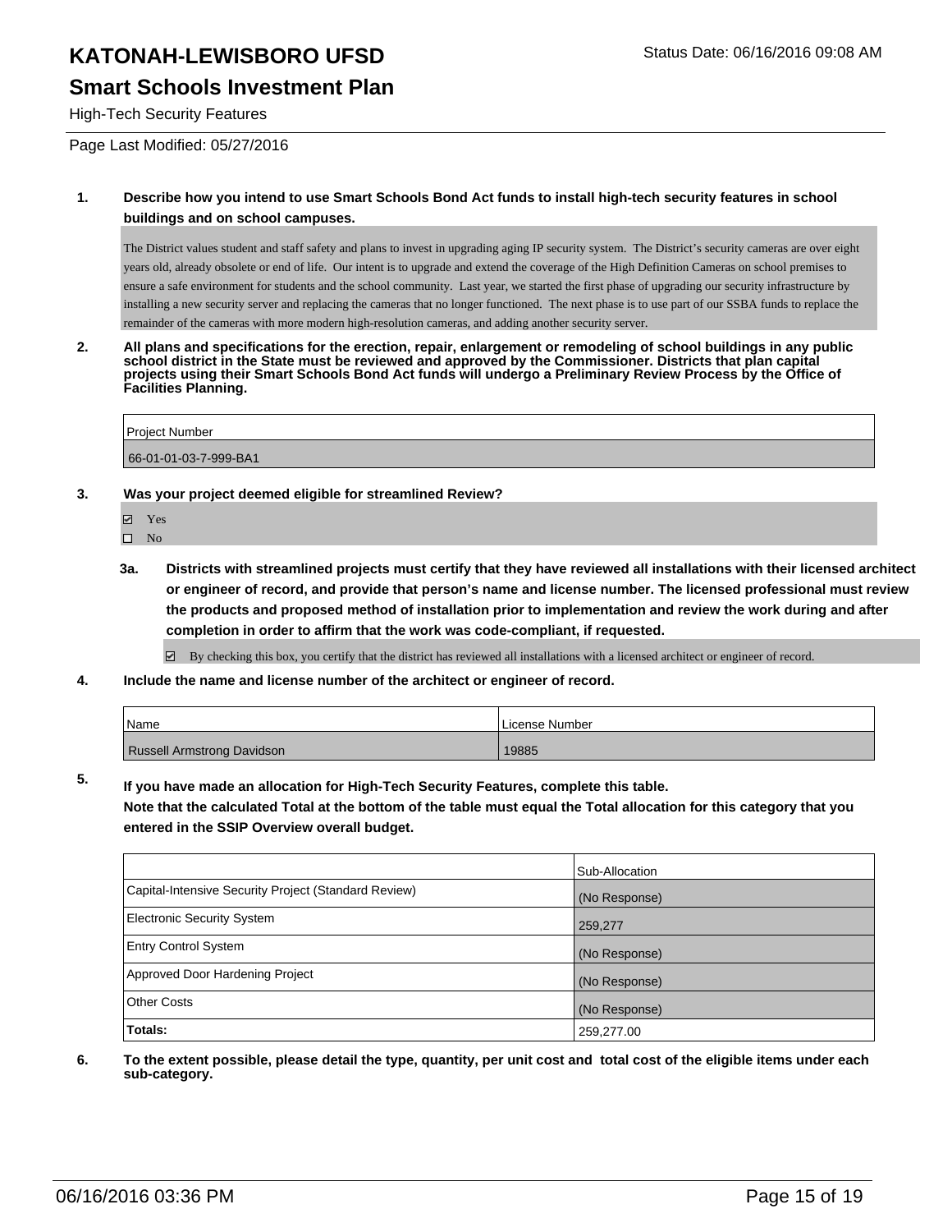# KATONAH-LEWISBORO UFSD

Status Date: 06/16/2016 09:08 AM

## Smart Schools Investment Plan

High-Tech Security Features

Page Last Modified: 05/27/2016

**1. Describe how you intend to use Smart Schools Bond Act funds to install high-tech security features in school buildings and on school campuses.**

The District values student and staff safety and plans to invest in upgrading aging IP security system. The District's security cameras are over eight years old, already obsolete or end of life. Our intent is to upgrade and extend the coverage of the High Definition Cameras on school premises to ensure a safe environment for students and the school community. Last year, we started the first phase of upgrading our security infrastructure by installing a new security server and replacing the cameras that no longer functioned. The next phase is to use part of our SSBA funds to replace the remainder of the cameras with more modern high-resolution cameras, and adding another security server.

**2. All plans and specifications for the erection, repair, enlargement or remodeling of school buildings in any public school district in the State must be reviewed and approved by the Commissioner. Districts that plan capital projects using their Smart Schools Bond Act funds will undergo a Preliminary Review Process by the Office of Facilities Planning.**

| Project Number |
|---|
| 66-01-01-03-7-999-BA1 |

**3. Was your project deemed eligible for streamlined Review?**

- ☑ Yes
- ☐ No

**3a. Districts with streamlined projects must certify that they have reviewed all installations with their licensed architect or engineer of record, and provide that person's name and license number. The licensed professional must review the products and proposed method of installation prior to implementation and review the work during and after completion in order to affirm that the work was code-compliant, if requested.**

☑ By checking this box, you certify that the district has reviewed all installations with a licensed architect or engineer of record.

**4. Include the name and license number of the architect or engineer of record.**

| Name | License Number |
|---|---|
| Russell Armstrong Davidson | 19885 |

**5. If you have made an allocation for High-Tech Security Features, complete this table.**
**Note that the calculated Total at the bottom of the table must equal the Total allocation for this category that you entered in the SSIP Overview overall budget.**

| | Sub-Allocation |
|---|---|
| Capital-Intensive Security Project (Standard Review) | (No Response) |
| Electronic Security System | 259,277 |
| Entry Control System | (No Response) |
| Approved Door Hardening Project | (No Response) |
| Other Costs | (No Response) |
| **Totals:** | 259,277.00 |

**6. To the extent possible, please detail the type, quantity, per unit cost and total cost of the eligible items under each sub-category.**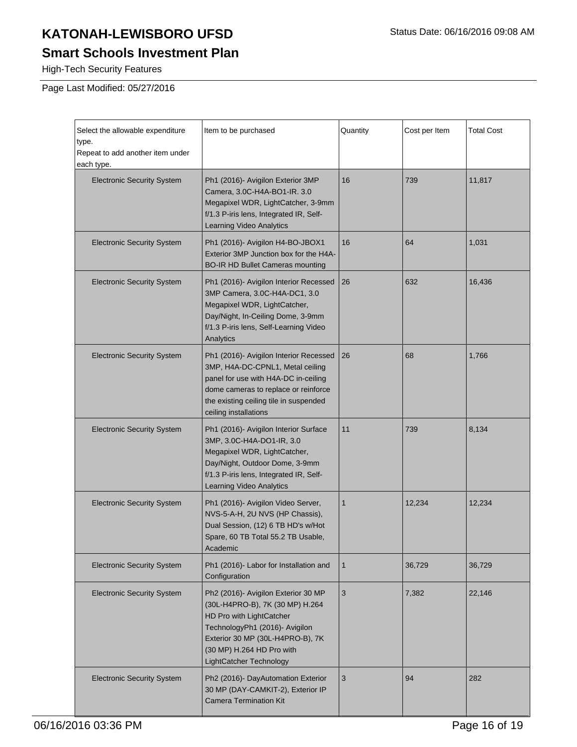# KATONAH-LEWISBORO UFSD

Status Date: 06/16/2016 09:08 AM

## Smart Schools Investment Plan

High-Tech Security Features

Page Last Modified: 05/27/2016

| Select the allowable expenditure type. Repeat to add another item under each type. | Item to be purchased | Quantity | Cost per Item | Total Cost |
|---|---|---|---|---|
| Electronic Security System | Ph1 (2016)- Avigilon Exterior 3MP Camera, 3.0C-H4A-BO1-IR. 3.0 Megapixel WDR, LightCatcher, 3-9mm f/1.3 P-iris lens, Integrated IR, Self-Learning Video Analytics | 16 | 739 | 11,817 |
| Electronic Security System | Ph1 (2016)- Avigilon H4-BO-JBOX1 Exterior 3MP Junction box for the H4A-BO-IR HD Bullet Cameras mounting | 16 | 64 | 1,031 |
| Electronic Security System | Ph1 (2016)- Avigilon Interior Recessed 3MP Camera, 3.0C-H4A-DC1, 3.0 Megapixel WDR, LightCatcher, Day/Night, In-Ceiling Dome, 3-9mm f/1.3 P-iris lens, Self-Learning Video Analytics | 26 | 632 | 16,436 |
| Electronic Security System | Ph1 (2016)- Avigilon Interior Recessed 3MP, H4A-DC-CPNL1, Metal ceiling panel for use with H4A-DC in-ceiling dome cameras to replace or reinforce the existing ceiling tile in suspended ceiling installations | 26 | 68 | 1,766 |
| Electronic Security System | Ph1 (2016)- Avigilon Interior Surface 3MP, 3.0C-H4A-DO1-IR, 3.0 Megapixel WDR, LightCatcher, Day/Night, Outdoor Dome, 3-9mm f/1.3 P-iris lens, Integrated IR, Self-Learning Video Analytics | 11 | 739 | 8,134 |
| Electronic Security System | Ph1 (2016)- Avigilon Video Server, NVS-5-A-H, 2U NVS (HP Chassis), Dual Session, (12) 6 TB HD's w/Hot Spare, 60 TB Total 55.2 TB Usable, Academic | 1 | 12,234 | 12,234 |
| Electronic Security System | Ph1 (2016)- Labor for Installation and Configuration | 1 | 36,729 | 36,729 |
| Electronic Security System | Ph2 (2016)- Avigilon Exterior 30 MP (30L-H4PRO-B), 7K (30 MP) H.264 HD Pro with LightCatcher TechnologyPh1 (2016)- Avigilon Exterior 30 MP (30L-H4PRO-B), 7K (30 MP) H.264 HD Pro with LightCatcher Technology | 3 | 7,382 | 22,146 |
| Electronic Security System | Ph2 (2016)- DayAutomation Exterior 30 MP (DAY-CAMKIT-2), Exterior IP Camera Termination Kit | 3 | 94 | 282 |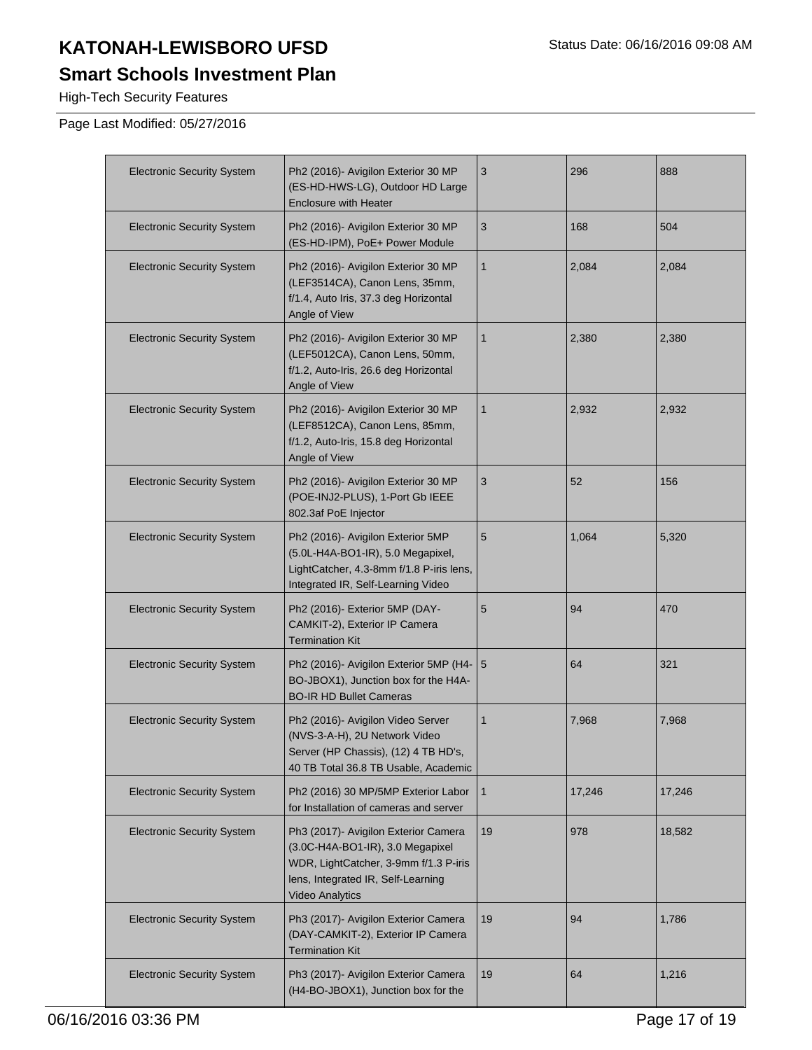# KATONAH-LEWISBORO UFSD

## Smart Schools Investment Plan

High-Tech Security Features

Page Last Modified: 05/27/2016

| | | | | |
|---|---|---|---|---|
| Electronic Security System | Ph2 (2016)- Avigilon Exterior 30 MP (ES-HD-HWS-LG), Outdoor HD Large Enclosure with Heater | 3 | 296 | 888 |
| Electronic Security System | Ph2 (2016)- Avigilon Exterior 30 MP (ES-HD-IPM), PoE+ Power Module | 3 | 168 | 504 |
| Electronic Security System | Ph2 (2016)- Avigilon Exterior 30 MP (LEF3514CA), Canon Lens, 35mm, f/1.4, Auto Iris, 37.3 deg Horizontal Angle of View | 1 | 2,084 | 2,084 |
| Electronic Security System | Ph2 (2016)- Avigilon Exterior 30 MP (LEF5012CA), Canon Lens, 50mm, f/1.2, Auto-Iris, 26.6 deg Horizontal Angle of View | 1 | 2,380 | 2,380 |
| Electronic Security System | Ph2 (2016)- Avigilon Exterior 30 MP (LEF8512CA), Canon Lens, 85mm, f/1.2, Auto-Iris, 15.8 deg Horizontal Angle of View | 1 | 2,932 | 2,932 |
| Electronic Security System | Ph2 (2016)- Avigilon Exterior 30 MP (POE-INJ2-PLUS), 1-Port Gb IEEE 802.3af PoE Injector | 3 | 52 | 156 |
| Electronic Security System | Ph2 (2016)- Avigilon Exterior 5MP (5.0L-H4A-BO1-IR), 5.0 Megapixel, LightCatcher, 4.3-8mm f/1.8 P-iris lens, Integrated IR, Self-Learning Video | 5 | 1,064 | 5,320 |
| Electronic Security System | Ph2 (2016)- Exterior 5MP (DAY-CAMKIT-2), Exterior IP Camera Termination Kit | 5 | 94 | 470 |
| Electronic Security System | Ph2 (2016)- Avigilon Exterior 5MP (H4-BO-JBOX1), Junction box for the H4A-BO-IR HD Bullet Cameras | 5 | 64 | 321 |
| Electronic Security System | Ph2 (2016)- Avigilon Video Server (NVS-3-A-H), 2U Network Video Server (HP Chassis), (12) 4 TB HD's, 40 TB Total 36.8 TB Usable, Academic | 1 | 7,968 | 7,968 |
| Electronic Security System | Ph2 (2016) 30 MP/5MP Exterior Labor for Installation of cameras and server | 1 | 17,246 | 17,246 |
| Electronic Security System | Ph3 (2017)- Avigilon Exterior Camera (3.0C-H4A-BO1-IR), 3.0 Megapixel WDR, LightCatcher, 3-9mm f/1.3 P-iris lens, Integrated IR, Self-Learning Video Analytics | 19 | 978 | 18,582 |
| Electronic Security System | Ph3 (2017)- Avigilon Exterior Camera (DAY-CAMKIT-2), Exterior IP Camera Termination Kit | 19 | 94 | 1,786 |
| Electronic Security System | Ph3 (2017)- Avigilon Exterior Camera (H4-BO-JBOX1), Junction box for the | 19 | 64 | 1,216 |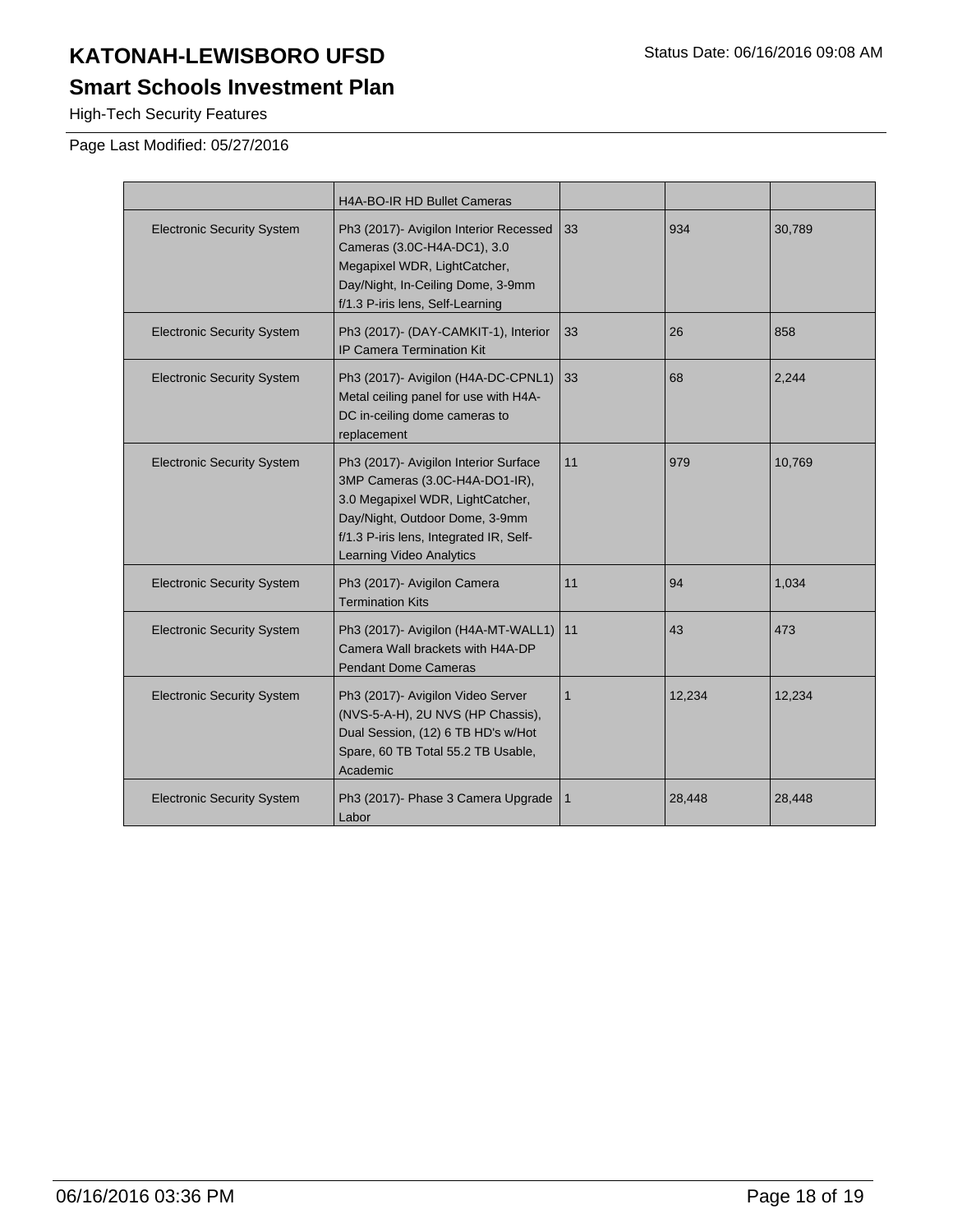# KATONAH-LEWISBORO UFSD

## Smart Schools Investment Plan

High-Tech Security Features

Page Last Modified: 05/27/2016

| | | | | |
|---|---|---|---|---|
| | H4A-BO-IR HD Bullet Cameras | | | |
| Electronic Security System | Ph3 (2017)- Avigilon Interior Recessed Cameras (3.0C-H4A-DC1), 3.0 Megapixel WDR, LightCatcher, Day/Night, In-Ceiling Dome, 3-9mm f/1.3 P-iris lens, Self-Learning | 33 | 934 | 30,789 |
| Electronic Security System | Ph3 (2017)- (DAY-CAMKIT-1), Interior IP Camera Termination Kit | 33 | 26 | 858 |
| Electronic Security System | Ph3 (2017)- Avigilon (H4A-DC-CPNL1) Metal ceiling panel for use with H4A-DC in-ceiling dome cameras to replacement | 33 | 68 | 2,244 |
| Electronic Security System | Ph3 (2017)- Avigilon Interior Surface 3MP Cameras (3.0C-H4A-DO1-IR), 3.0 Megapixel WDR, LightCatcher, Day/Night, Outdoor Dome, 3-9mm f/1.3 P-iris lens, Integrated IR, Self-Learning Video Analytics | 11 | 979 | 10,769 |
| Electronic Security System | Ph3 (2017)- Avigilon Camera Termination Kits | 11 | 94 | 1,034 |
| Electronic Security System | Ph3 (2017)- Avigilon (H4A-MT-WALL1) Camera Wall brackets with H4A-DP Pendant Dome Cameras | 11 | 43 | 473 |
| Electronic Security System | Ph3 (2017)- Avigilon Video Server (NVS-5-A-H), 2U NVS (HP Chassis), Dual Session, (12) 6 TB HD's w/Hot Spare, 60 TB Total 55.2 TB Usable, Academic | 1 | 12,234 | 12,234 |
| Electronic Security System | Ph3 (2017)- Phase 3 Camera Upgrade Labor | 1 | 28,448 | 28,448 |